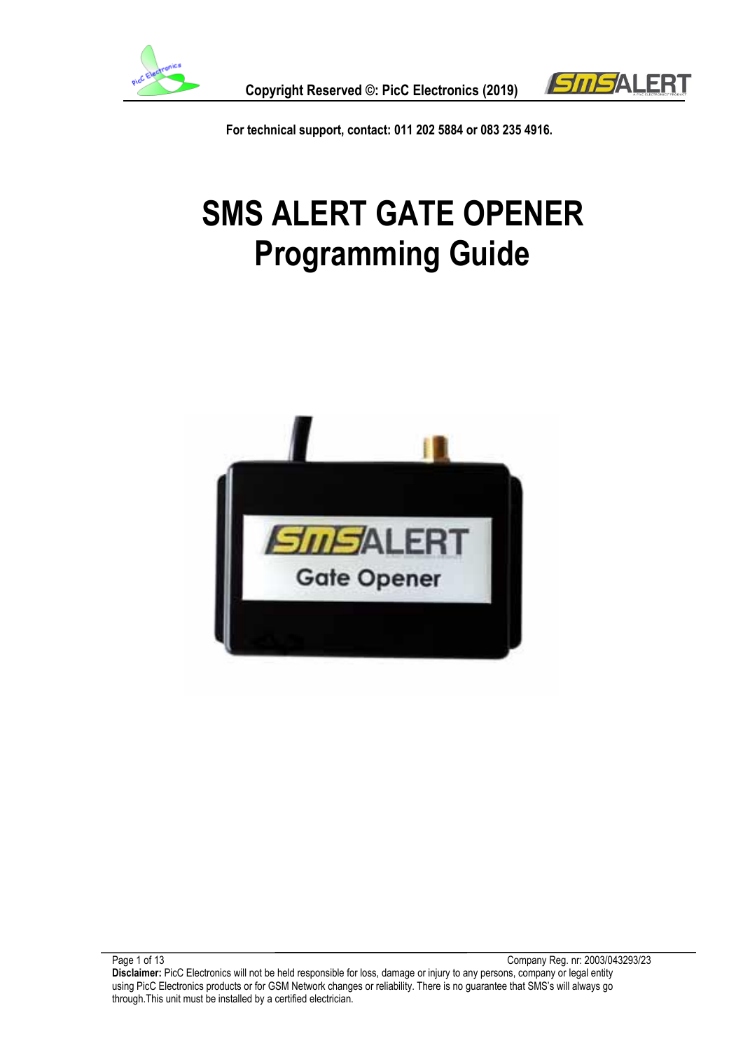For technical support, contact: 011 202 5884 or 083 235 4916.

# SMS ALERT GATE OPENER
# Programming Guide

Company Reg. nr: 2003/043293/23

**Disclaimer:** PicC Electronics will not be held responsible for loss, damage or injury to any persons, company or legal entity using PicC Electronics products or for GSM Network changes or reliability. There is no guarantee that SMS's will always go through.This unit must be installed by a certified electrician.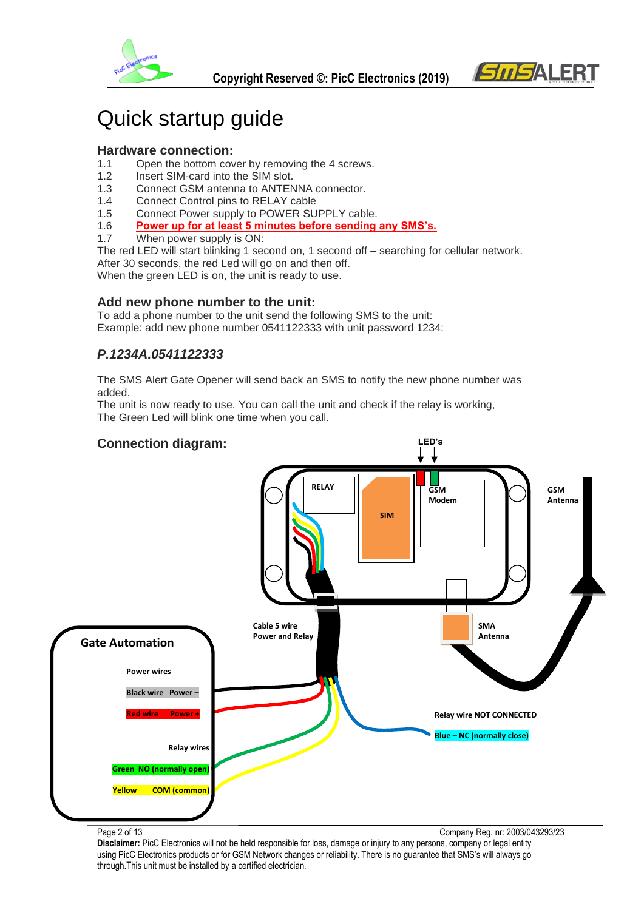# Quick startup guide

## Hardware connection:

1.1 Open the bottom cover by removing the 4 screws.
1.2 Insert SIM-card into the SIM slot.
1.3 Connect GSM antenna to ANTENNA connector.
1.4 Connect Control pins to RELAY cable
1.5 Connect Power supply to POWER SUPPLY cable.
1.6 **Power up for at least 5 minutes before sending any SMS's.**
1.7 When power supply is ON:

The red LED will start blinking 1 second on, 1 second off – searching for cellular network.
After 30 seconds, the red Led will go on and then off.
When the green LED is on, the unit is ready to use.

## Add new phone number to the unit:

To add a phone number to the unit send the following SMS to the unit:
Example: add new phone number 0541122333 with unit password 1234:

***P.1234A.0541122333***

The SMS Alert Gate Opener will send back an SMS to notify the new phone number was added.
The unit is now ready to use. You can call the unit and check if the relay is working,
The Green Led will blink one time when you call.

## Connection diagram:

LED's

RELAY

SIM

GSM Modem

GSM Antenna

SMA Antenna

Cable 5 wire Power and Relay

Gate Automation

Power wires

Black wire Power –

Red wire Power +

Relay wires

Green NO (normally open)

Yellow COM (common)

Relay wire NOT CONNECTED

Blue – NC (normally close)

Company Reg. nr: 2003/043293/23

**Disclaimer:** PicC Electronics will not be held responsible for loss, damage or injury to any persons, company or legal entity using PicC Electronics products or for GSM Network changes or reliability. There is no guarantee that SMS's will always go through.This unit must be installed by a certified electrician.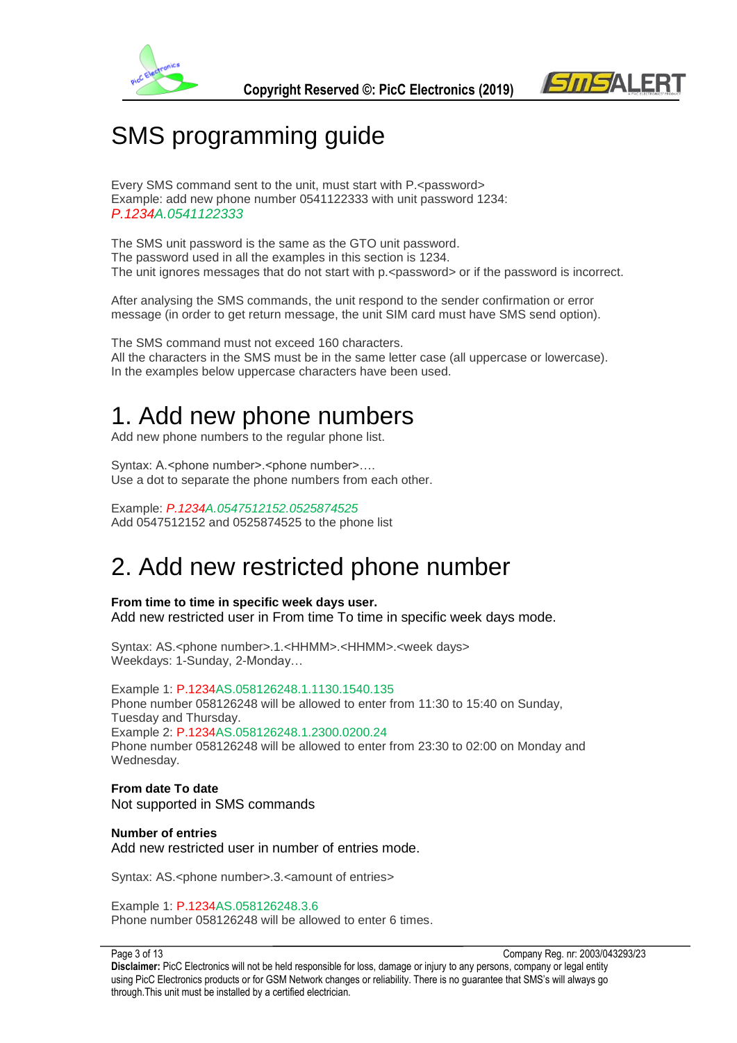# SMS programming guide

Every SMS command sent to the unit, must start with P.<password>
Example: add new phone number 0541122333 with unit password 1234:
*P.1234A.0541122333*

The SMS unit password is the same as the GTO unit password.
The password used in all the examples in this section is 1234.
The unit ignores messages that do not start with p.<password> or if the password is incorrect.

After analysing the SMS commands, the unit respond to the sender confirmation or error message (in order to get return message, the unit SIM card must have SMS send option).

The SMS command must not exceed 160 characters.
All the characters in the SMS must be in the same letter case (all uppercase or lowercase).
In the examples below uppercase characters have been used.

# 1. Add new phone numbers

Add new phone numbers to the regular phone list.

Syntax: A.<phone number>.<phone number>….
Use a dot to separate the phone numbers from each other.

Example: *P.1234A.0547512152.0525874525*
Add 0547512152 and 0525874525 to the phone list

# 2. Add new restricted phone number

**From time to time in specific week days user.**
Add new restricted user in From time To time in specific week days mode.

Syntax: AS.<phone number>.1.<HHMM>.<HHMM>.<week days>
Weekdays: 1-Sunday, 2-Monday…

Example 1: P.1234AS.058126248.1.1130.1540.135
Phone number 058126248 will be allowed to enter from 11:30 to 15:40 on Sunday, Tuesday and Thursday.
Example 2: P.1234AS.058126248.1.2300.0200.24
Phone number 058126248 will be allowed to enter from 23:30 to 02:00 on Monday and Wednesday.

**From date To date**
Not supported in SMS commands

**Number of entries**
Add new restricted user in number of entries mode.

Syntax: AS.<phone number>.3.<amount of entries>

Example 1: P.1234AS.058126248.3.6
Phone number 058126248 will be allowed to enter 6 times.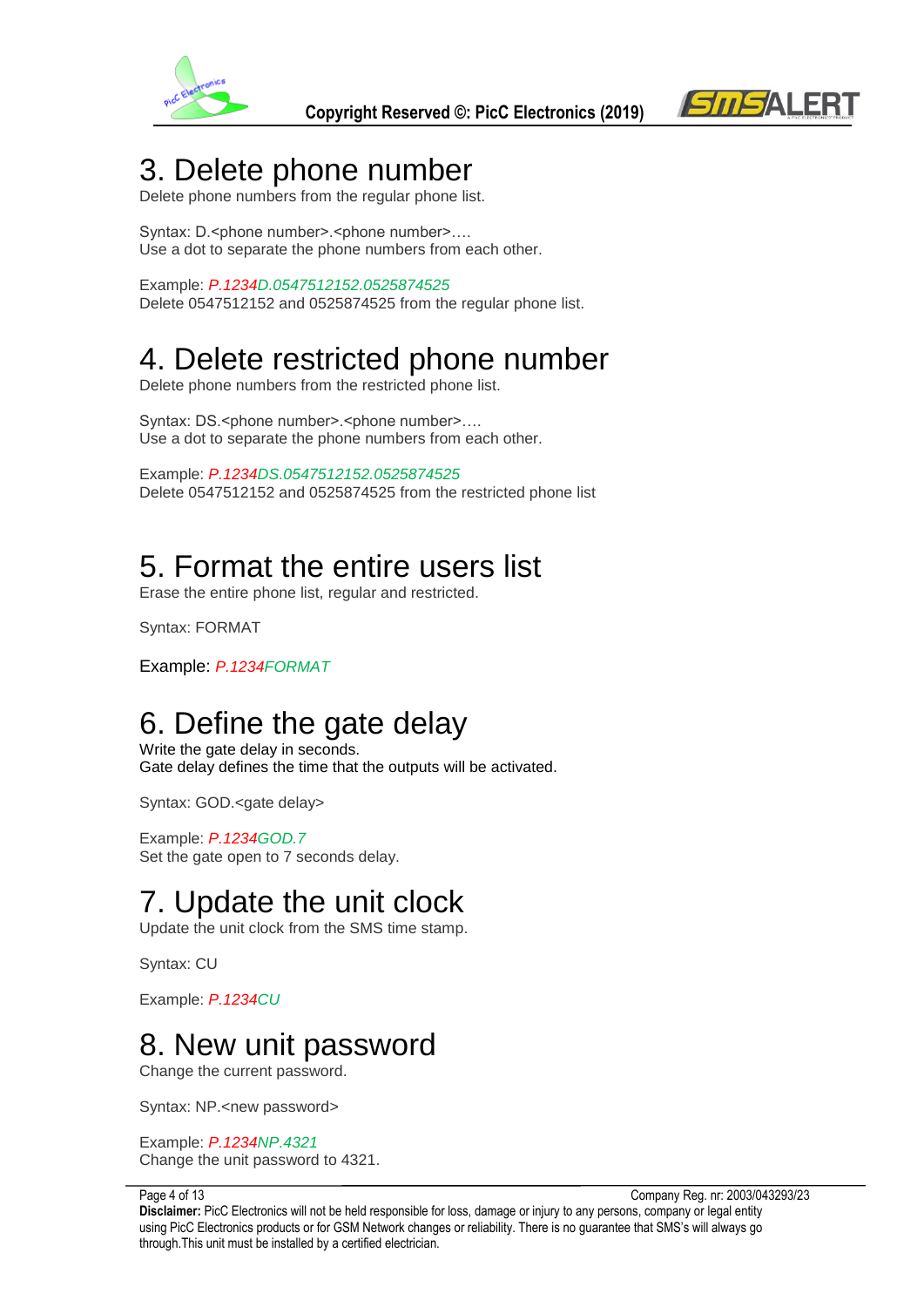# 3. Delete phone number

Delete phone numbers from the regular phone list.

Syntax: D.<phone number>.<phone number>….
Use a dot to separate the phone numbers from each other.

Example: *P.1234D.0547512152.0525874525*
Delete 0547512152 and 0525874525 from the regular phone list.

# 4. Delete restricted phone number

Delete phone numbers from the restricted phone list.

Syntax: DS.<phone number>.<phone number>….
Use a dot to separate the phone numbers from each other.

Example: *P.1234DS.0547512152.0525874525*
Delete 0547512152 and 0525874525 from the restricted phone list

# 5. Format the entire users list

Erase the entire phone list, regular and restricted.

Syntax: FORMAT

Example: *P.1234FORMAT*

# 6. Define the gate delay

Write the gate delay in seconds.
Gate delay defines the time that the outputs will be activated.

Syntax: GOD.<gate delay>

Example: *P.1234GOD.7*
Set the gate open to 7 seconds delay.

# 7. Update the unit clock

Update the unit clock from the SMS time stamp.

Syntax: CU

Example: *P.1234CU*

# 8. New unit password

Change the current password.

Syntax: NP.<new password>

Example: *P.1234NP.4321*
Change the unit password to 4321.

Company Reg. nr: 2003/043293/23

**Disclaimer:** PicC Electronics will not be held responsible for loss, damage or injury to any persons, company or legal entity using PicC Electronics products or for GSM Network changes or reliability. There is no guarantee that SMS's will always go through.This unit must be installed by a certified electrician.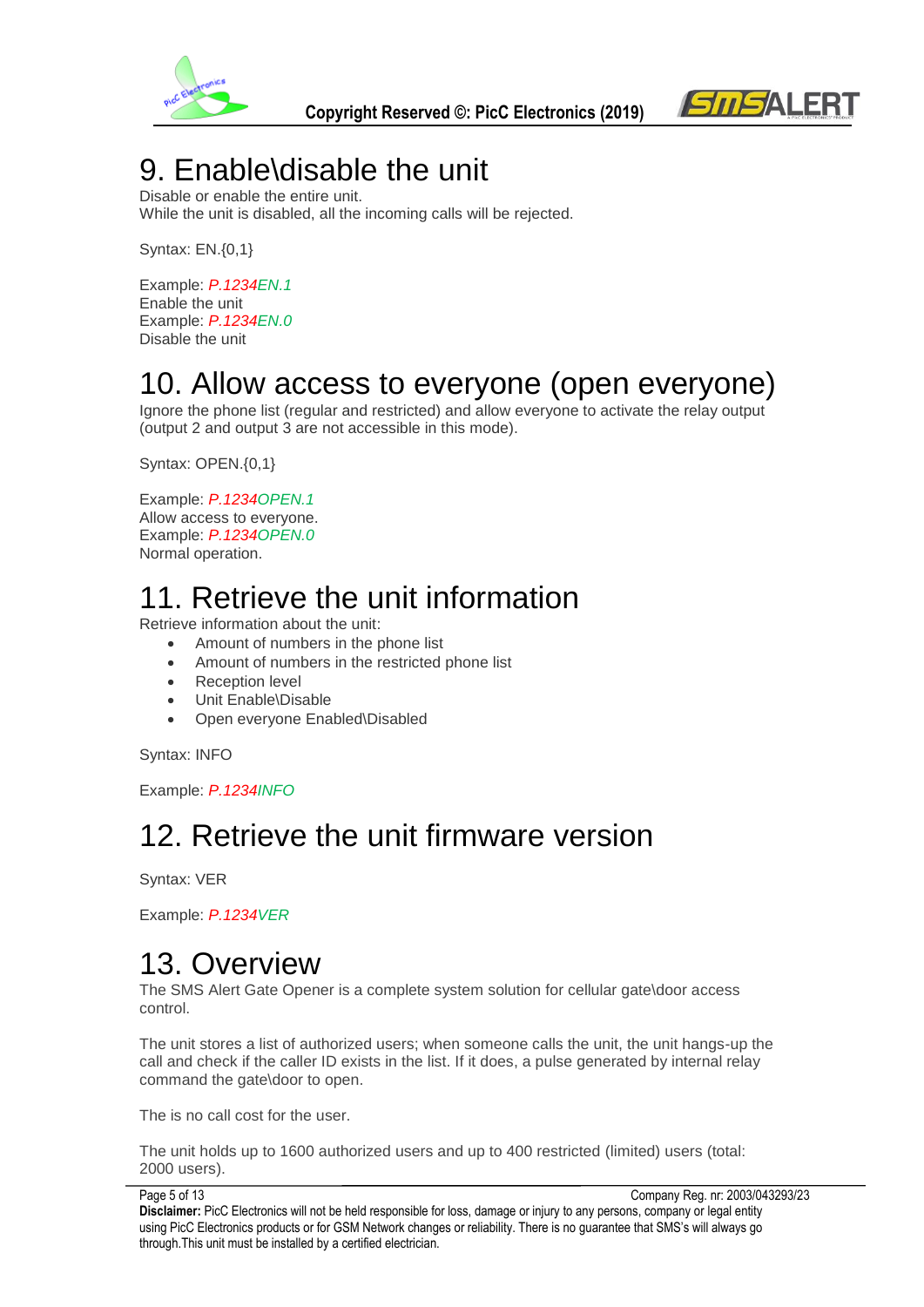# 9. Enable\disable the unit

Disable or enable the entire unit.
While the unit is disabled, all the incoming calls will be rejected.

Syntax: EN.{0,1}

Example: *P.1234EN.1*
Enable the unit
Example: *P.1234EN.0*
Disable the unit

# 10. Allow access to everyone (open everyone)

Ignore the phone list (regular and restricted) and allow everyone to activate the relay output (output 2 and output 3 are not accessible in this mode).

Syntax: OPEN.{0,1}

Example: *P.1234OPEN.1*
Allow access to everyone.
Example: *P.1234OPEN.0*
Normal operation.

# 11. Retrieve the unit information

Retrieve information about the unit:

- Amount of numbers in the phone list
- Amount of numbers in the restricted phone list
- Reception level
- Unit Enable\Disable
- Open everyone Enabled\Disabled

Syntax: INFO

Example: *P.1234INFO*

# 12. Retrieve the unit firmware version

Syntax: VER

Example: *P.1234VER*

# 13. Overview

The SMS Alert Gate Opener is a complete system solution for cellular gate\door access control.

The unit stores a list of authorized users; when someone calls the unit, the unit hangs-up the call and check if the caller ID exists in the list. If it does, a pulse generated by internal relay command the gate\door to open.

The is no call cost for the user.

The unit holds up to 1600 authorized users and up to 400 restricted (limited) users (total: 2000 users).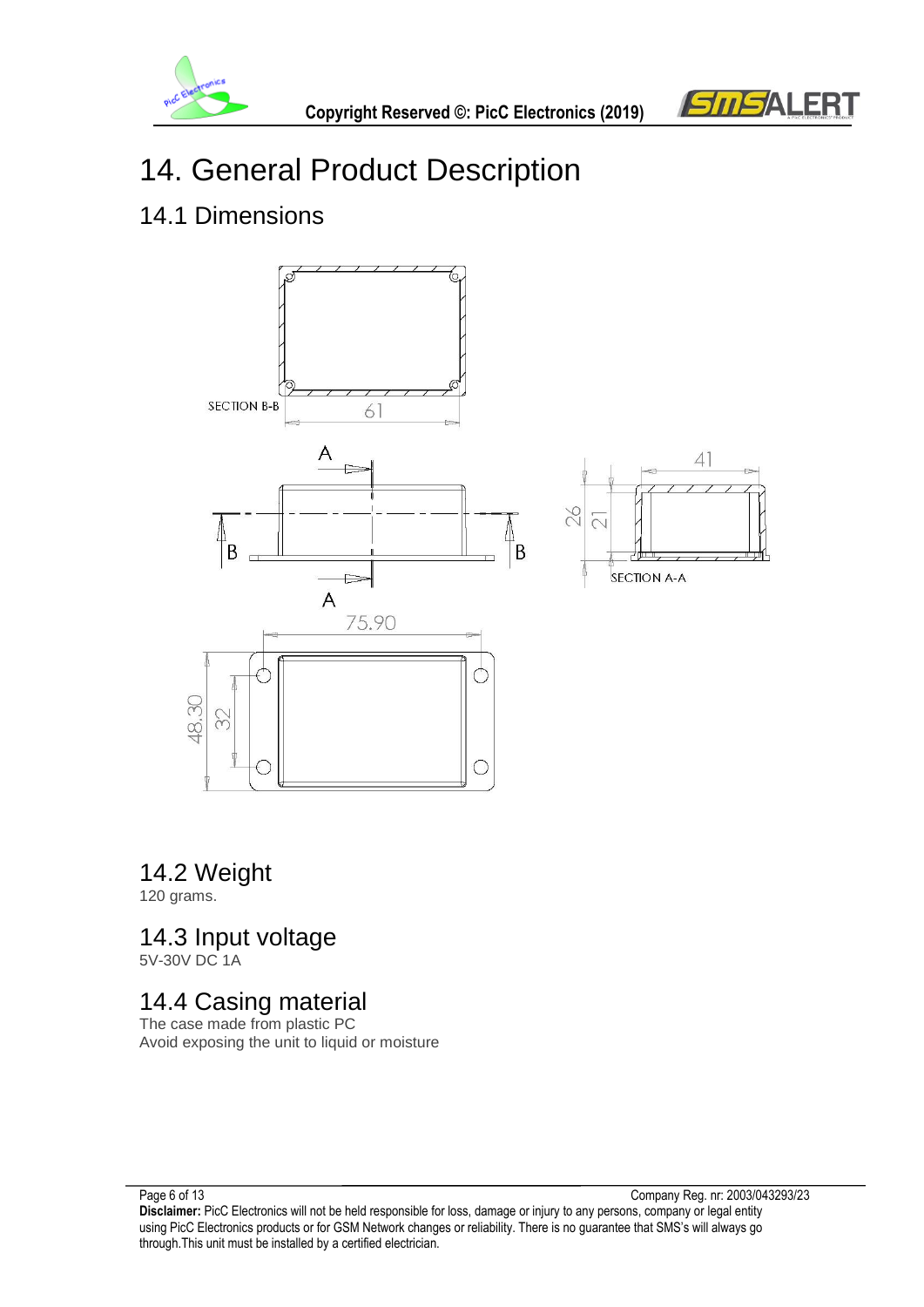# 14. General Product Description

## 14.1 Dimensions

SECTION B-B

61

A

B

B

A

41

26

21

SECTION A-A

75.90

48.30

32

## 14.2 Weight

120 grams.

## 14.3 Input voltage

5V-30V DC 1A

## 14.4 Casing material

The case made from plastic PC

Avoid exposing the unit to liquid or moisture

Company Reg. nr: 2003/043293/23

**Disclaimer:** PicC Electronics will not be held responsible for loss, damage or injury to any persons, company or legal entity using PicC Electronics products or for GSM Network changes or reliability. There is no guarantee that SMS's will always go through.This unit must be installed by a certified electrician.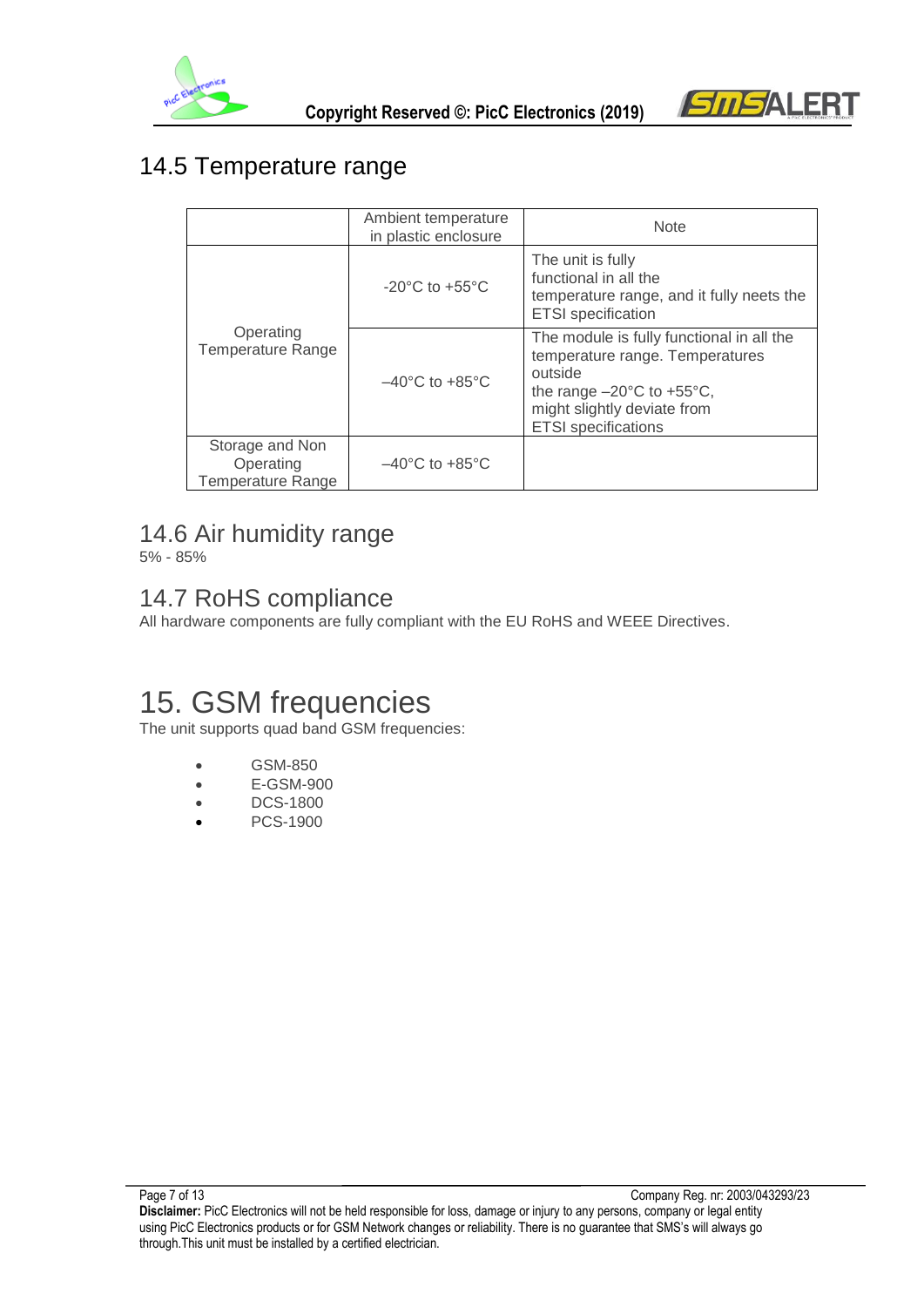## 14.5 Temperature range

|  | Ambient temperature in plastic enclosure | Note |
|---|---|---|
| Operating Temperature Range | -20°C to +55°C | The unit is fully functional in all the temperature range, and it fully neets the ETSI specification |
|  | –40°C to +85°C | The module is fully functional in all the temperature range. Temperatures outside the range –20°C to +55°C, might slightly deviate from ETSI specifications |
| Storage and Non Operating Temperature Range | –40°C to +85°C |  |

## 14.6 Air humidity range

5% - 85%

## 14.7 RoHS compliance

All hardware components are fully compliant with the EU RoHS and WEEE Directives.

# 15. GSM frequencies

The unit supports quad band GSM frequencies:

- GSM-850
- E-GSM-900
- DCS-1800
- PCS-1900

Company Reg. nr: 2003/043293/23

**Disclaimer:** PicC Electronics will not be held responsible for loss, damage or injury to any persons, company or legal entity using PicC Electronics products or for GSM Network changes or reliability. There is no guarantee that SMS's will always go through.This unit must be installed by a certified electrician.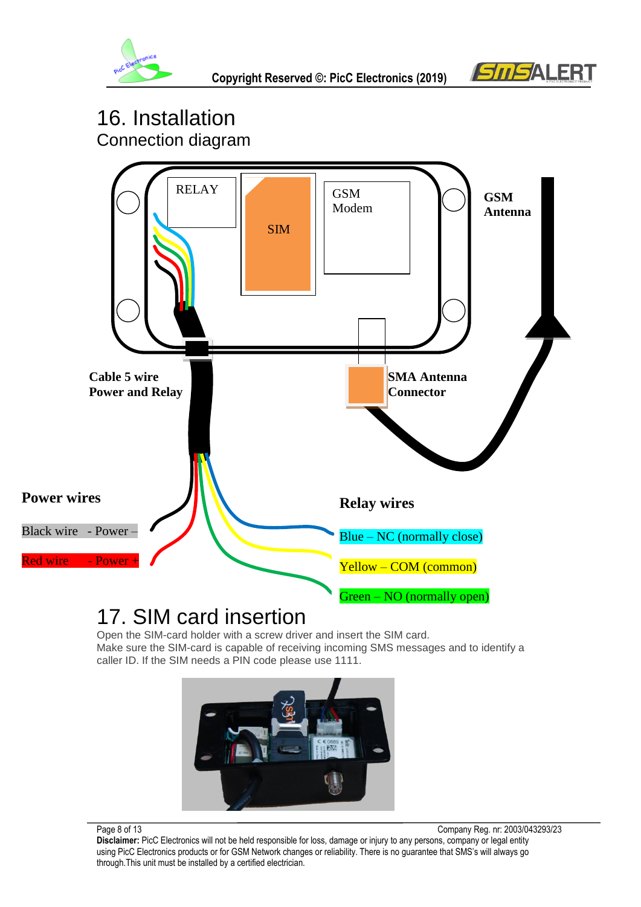# 16. Installation

## Connection diagram

RELAY

SIM

GSM Modem

**GSM Antenna**

**Cable 5 wire Power and Relay**

**SMA Antenna Connector**

**Power wires**

Black wire - Power –

Red wire - Power +

**Relay wires**

Blue – NC (normally close)

Yellow – COM (common)

Green – NO (normally open)

# 17. SIM card insertion

Open the SIM-card holder with a screw driver and insert the SIM card.
Make sure the SIM-card is capable of receiving incoming SMS messages and to identify a caller ID. If the SIM needs a PIN code please use 1111.

**Disclaimer:** PicC Electronics will not be held responsible for loss, damage or injury to any persons, company or legal entity using PicC Electronics products or for GSM Network changes or reliability. There is no guarantee that SMS's will always go through.This unit must be installed by a certified electrician.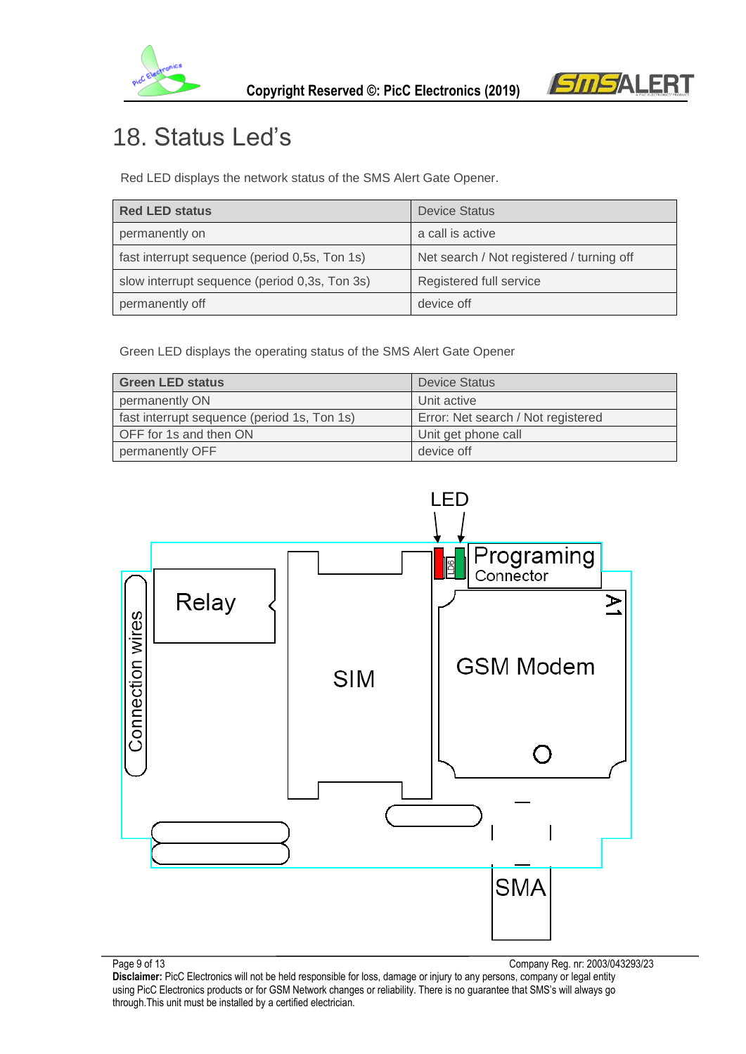# 18. Status Led's

Red LED displays the network status of the SMS Alert Gate Opener.

| Red LED status | Device Status |
|---|---|
| permanently on | a call is active |
| fast interrupt sequence (period 0,5s, Ton 1s) | Net search / Not registered / turning off |
| slow interrupt sequence (period 0,3s, Ton 3s) | Registered full service |
| permanently off | device off |

Green LED displays the operating status of the SMS Alert Gate Opener

| Green LED status | Device Status |
|---|---|
| permanently ON | Unit active |
| fast interrupt sequence (period 1s, Ton 1s) | Error: Net search / Not registered |
| OFF for 1s and then ON | Unit get phone call |
| permanently OFF | device off |

LED

Programing Connector

Relay

SIM

GSM Modem

A1

Connection wires

SMA

Company Reg. nr: 2003/043293/23

**Disclaimer:** PicC Electronics will not be held responsible for loss, damage or injury to any persons, company or legal entity using PicC Electronics products or for GSM Network changes or reliability. There is no guarantee that SMS's will always go through.This unit must be installed by a certified electrician.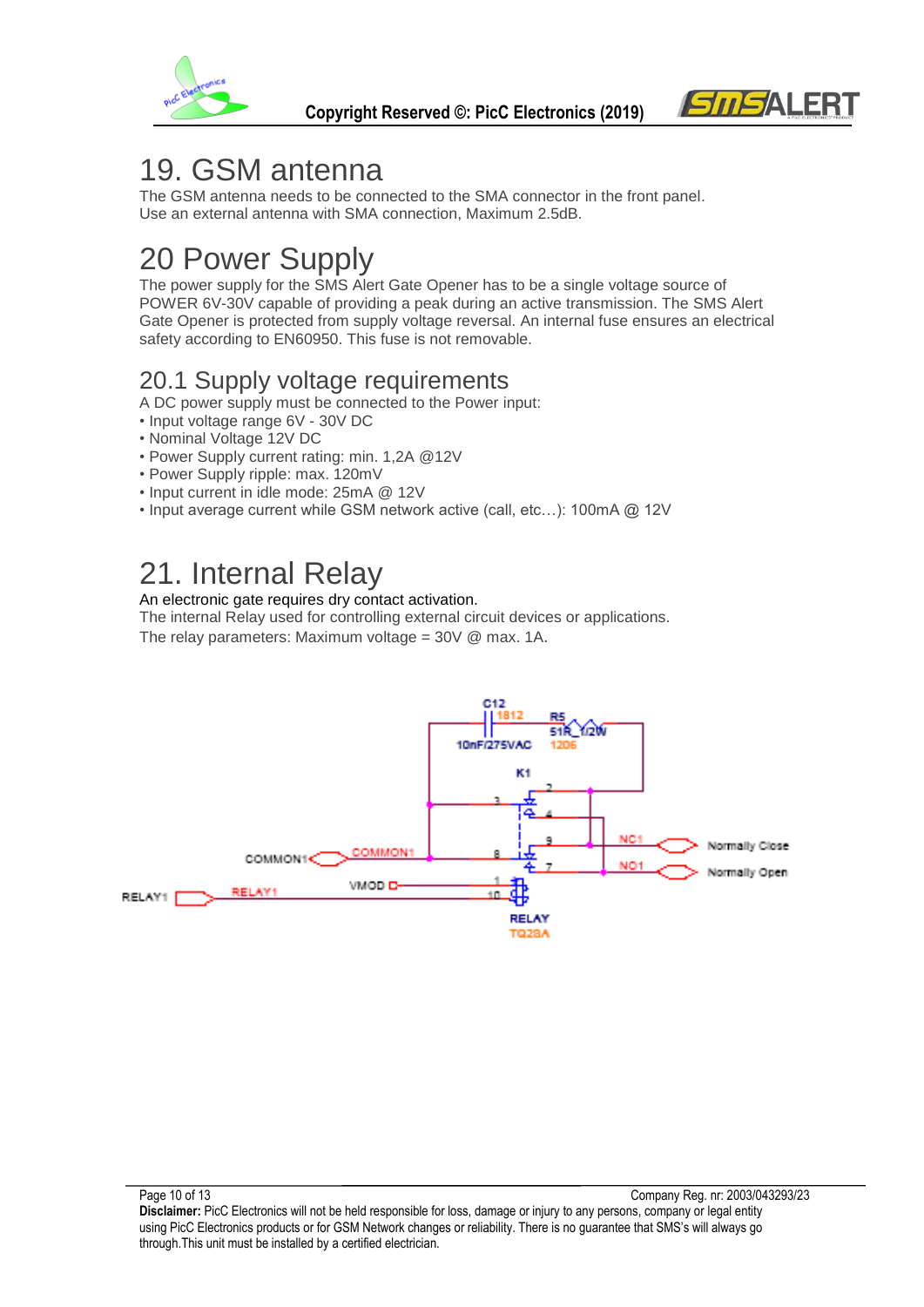# 19. GSM antenna

The GSM antenna needs to be connected to the SMA connector in the front panel.
Use an external antenna with SMA connection, Maximum 2.5dB.

# 20 Power Supply

The power supply for the SMS Alert Gate Opener has to be a single voltage source of POWER 6V-30V capable of providing a peak during an active transmission. The SMS Alert Gate Opener is protected from supply voltage reversal. An internal fuse ensures an electrical safety according to EN60950. This fuse is not removable.

## 20.1 Supply voltage requirements

A DC power supply must be connected to the Power input:

- Input voltage range 6V - 30V DC
- Nominal Voltage 12V DC
- Power Supply current rating: min. 1,2A @12V
- Power Supply ripple: max. 120mV
- Input current in idle mode: 25mA @ 12V
- Input average current while GSM network active (call, etc…): 100mA @ 12V

# 21. Internal Relay

An electronic gate requires dry contact activation.
The internal Relay used for controlling external circuit devices or applications.
The relay parameters: Maximum voltage = 30V @ max. 1A.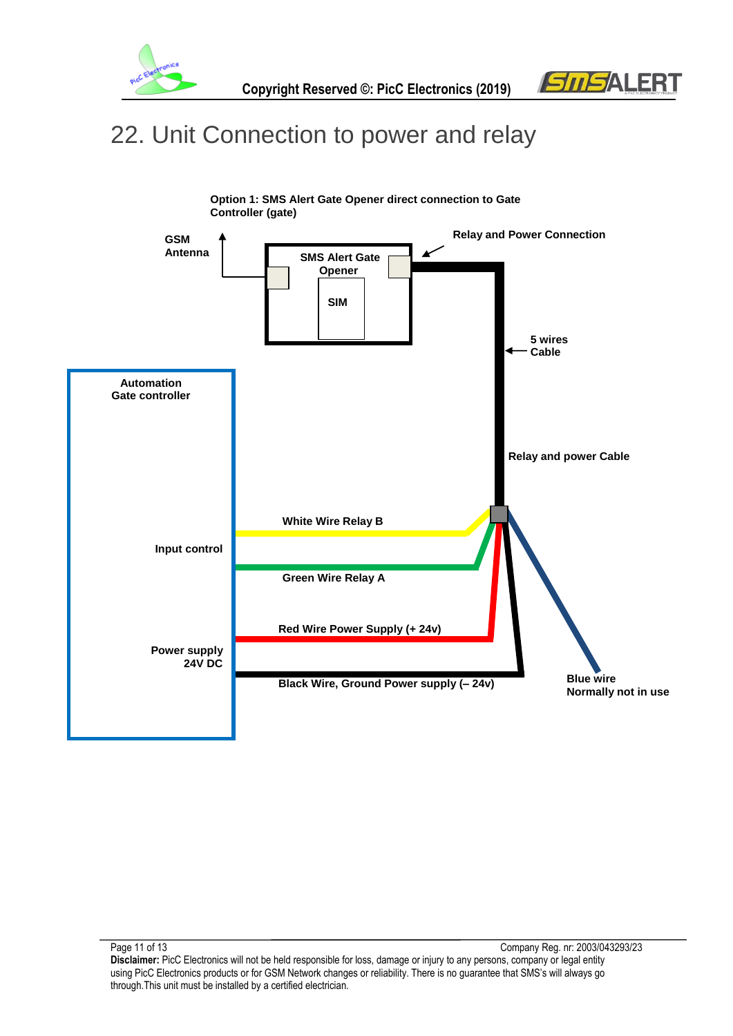# 22. Unit Connection to power and relay

**Option 1: SMS Alert Gate Opener direct connection to Gate Controller (gate)**

GSM Antenna

SMS Alert Gate Opener

SIM

Relay and Power Connection

5 wires Cable

Automation Gate controller

Relay and power Cable

White Wire Relay B

Input control

Green Wire Relay A

Red Wire Power Supply (+ 24v)

Power supply 24V DC

Black Wire, Ground Power supply (– 24v)

Blue wire Normally not in use

Company Reg. nr: 2003/043293/23

**Disclaimer:** PicC Electronics will not be held responsible for loss, damage or injury to any persons, company or legal entity using PicC Electronics products or for GSM Network changes or reliability. There is no guarantee that SMS's will always go through.This unit must be installed by a certified electrician.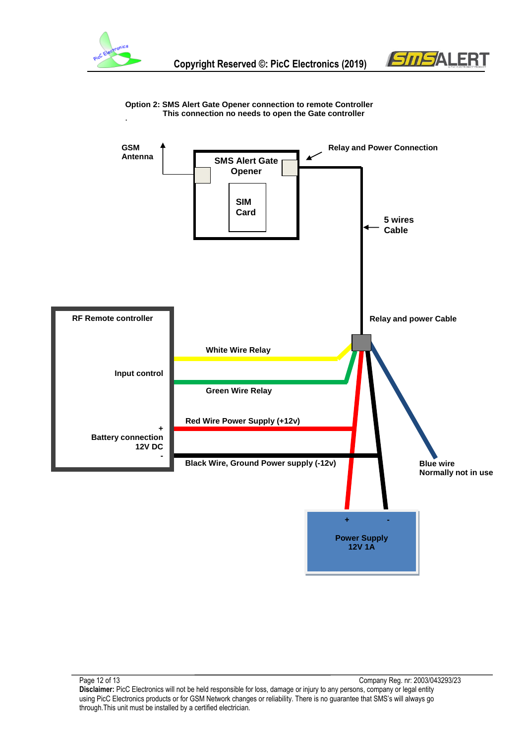**Option 2: SMS Alert Gate Opener connection to remote Controller**
**This connection no needs to open the Gate controller**

GSM Antenna

SMS Alert Gate Opener

SIM Card

Relay and Power Connection

5 wires Cable

Relay and power Cable

RF Remote controller

Input control

Battery connection 12V DC

+

-

White Wire Relay

Green Wire Relay

Red Wire Power Supply (+12v)

Black Wire, Ground Power supply (-12v)

Blue wire Normally not in use

Power Supply 12V 1A

+

-

**Disclaimer:** PicC Electronics will not be held responsible for loss, damage or injury to any persons, company or legal entity using PicC Electronics products or for GSM Network changes or reliability. There is no guarantee that SMS's will always go through.This unit must be installed by a certified electrician.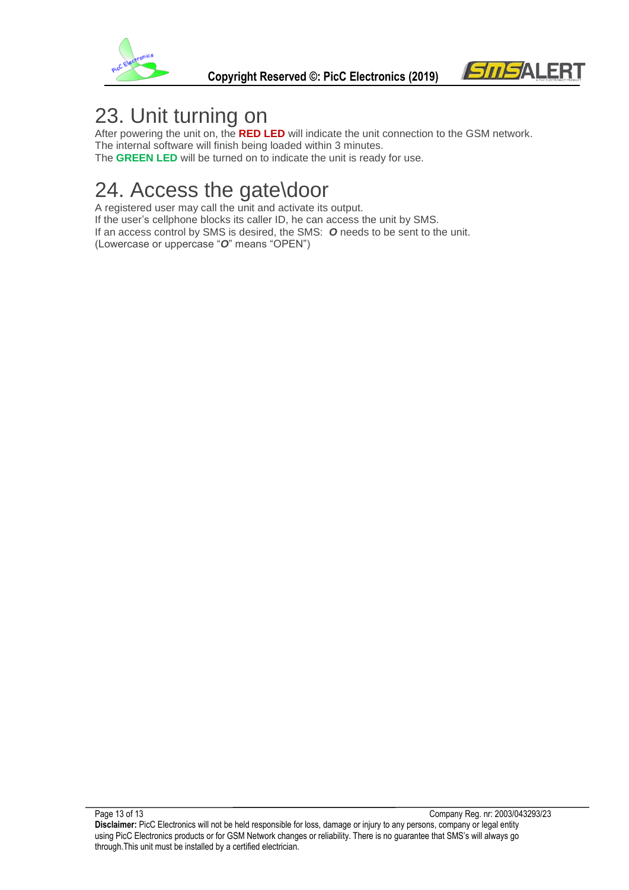# 23. Unit turning on

After powering the unit on, the **RED LED** will indicate the unit connection to the GSM network.
The internal software will finish being loaded within 3 minutes.
The **GREEN LED** will be turned on to indicate the unit is ready for use.

# 24. Access the gate\door

A registered user may call the unit and activate its output.
If the user's cellphone blocks its caller ID, he can access the unit by SMS.
If an access control by SMS is desired, the SMS: ***O*** needs to be sent to the unit.
(Lowercase or uppercase "***O***" means "OPEN")

Company Reg. nr: 2003/043293/23

**Disclaimer:** PicC Electronics will not be held responsible for loss, damage or injury to any persons, company or legal entity using PicC Electronics products or for GSM Network changes or reliability. There is no guarantee that SMS's will always go through.This unit must be installed by a certified electrician.